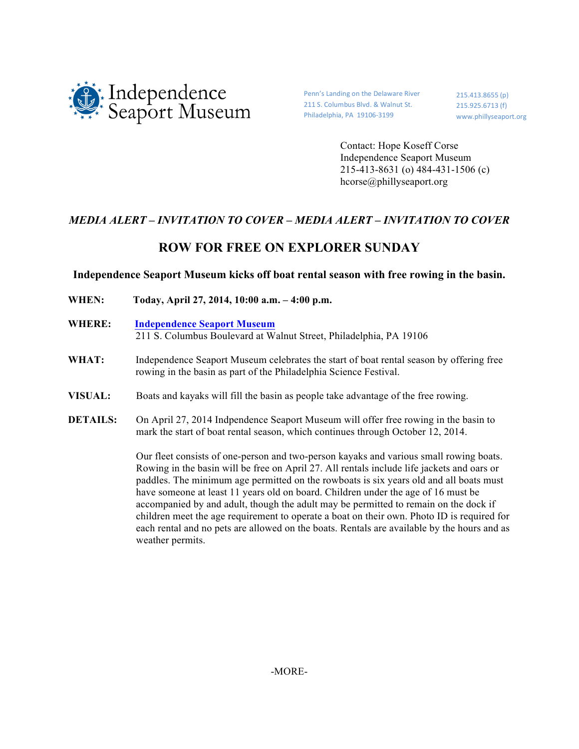Independence Seaport Museum

Penn's Landing on the Delaware River
211 S. Columbus Blvd. & Walnut St.
Philadelphia, PA 19106-3199

215.413.8655 (p)
215.925.6713 (f)
www.phillyseaport.org

Contact: Hope Koseff Corse
Independence Seaport Museum
215-413-8631 (o) 484-431-1506 (c)
hcorse@phillyseaport.org

***MEDIA ALERT – INVITATION TO COVER – MEDIA ALERT – INVITATION TO COVER***

# ROW FOR FREE ON EXPLORER SUNDAY

**Independence Seaport Museum kicks off boat rental season with free rowing in the basin.**

**WHEN:** **Today, April 27, 2014, 10:00 a.m. – 4:00 p.m.**

**WHERE:** **Independence Seaport Museum**
211 S. Columbus Boulevard at Walnut Street, Philadelphia, PA 19106

**WHAT:** Independence Seaport Museum celebrates the start of boat rental season by offering free rowing in the basin as part of the Philadelphia Science Festival.

**VISUAL:** Boats and kayaks will fill the basin as people take advantage of the free rowing.

**DETAILS:** On April 27, 2014 Indpendence Seaport Museum will offer free rowing in the basin to mark the start of boat rental season, which continues through October 12, 2014.

Our fleet consists of one-person and two-person kayaks and various small rowing boats. Rowing in the basin will be free on April 27. All rentals include life jackets and oars or paddles. The minimum age permitted on the rowboats is six years old and all boats must have someone at least 11 years old on board. Children under the age of 16 must be accompanied by and adult, though the adult may be permitted to remain on the dock if children meet the age requirement to operate a boat on their own. Photo ID is required for each rental and no pets are allowed on the boats. Rentals are available by the hours and as weather permits.

-MORE-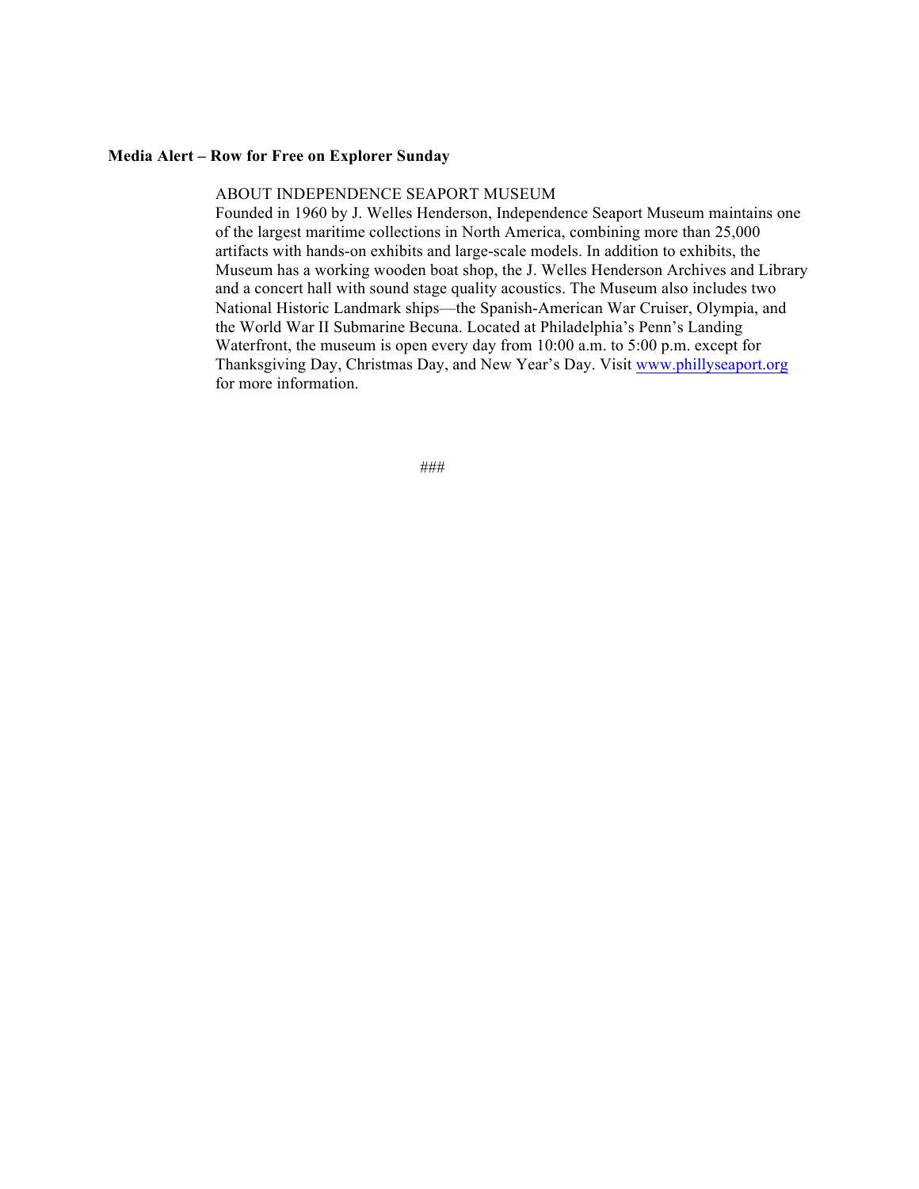**Media Alert – Row for Free on Explorer Sunday**

ABOUT INDEPENDENCE SEAPORT MUSEUM

Founded in 1960 by J. Welles Henderson, Independence Seaport Museum maintains one of the largest maritime collections in North America, combining more than 25,000 artifacts with hands-on exhibits and large-scale models. In addition to exhibits, the Museum has a working wooden boat shop, the J. Welles Henderson Archives and Library and a concert hall with sound stage quality acoustics. The Museum also includes two National Historic Landmark ships—the Spanish-American War Cruiser, Olympia, and the World War II Submarine Becuna. Located at Philadelphia's Penn's Landing Waterfront, the museum is open every day from 10:00 a.m. to 5:00 p.m. except for Thanksgiving Day, Christmas Day, and New Year's Day. Visit www.phillyseaport.org for more information.

###